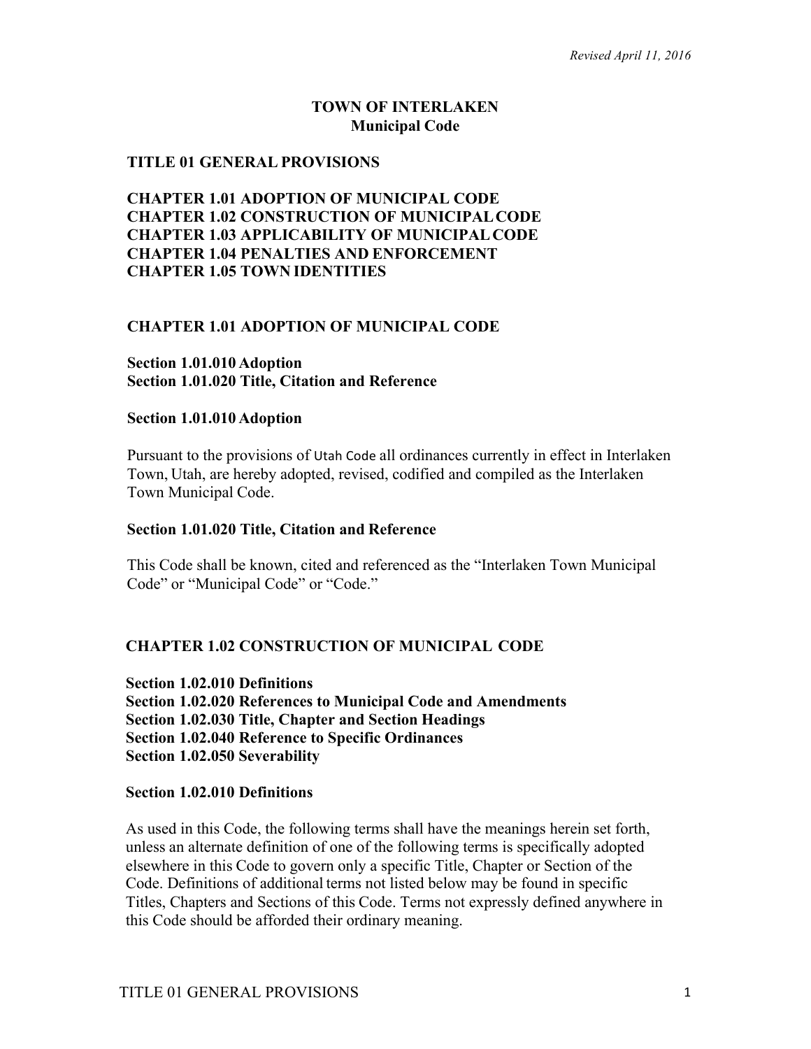*Revised April 11, 2016*

# TOWN OF INTERLAKEN
## Municipal Code

## TITLE 01 GENERAL PROVISIONS

**CHAPTER 1.01 ADOPTION OF MUNICIPAL CODE**
**CHAPTER 1.02 CONSTRUCTION OF MUNICIPAL CODE**
**CHAPTER 1.03 APPLICABILITY OF MUNICIPAL CODE**
**CHAPTER 1.04 PENALTIES AND ENFORCEMENT**
**CHAPTER 1.05 TOWN IDENTITIES**

### CHAPTER 1.01 ADOPTION OF MUNICIPAL CODE

**Section 1.01.010 Adoption**
**Section 1.01.020 Title, Citation and Reference**

#### Section 1.01.010 Adoption

Pursuant to the provisions of Utah Code all ordinances currently in effect in Interlaken Town, Utah, are hereby adopted, revised, codified and compiled as the Interlaken Town Municipal Code.

#### Section 1.01.020 Title, Citation and Reference

This Code shall be known, cited and referenced as the "Interlaken Town Municipal Code" or "Municipal Code" or "Code."

### CHAPTER 1.02 CONSTRUCTION OF MUNICIPAL CODE

**Section 1.02.010 Definitions**
**Section 1.02.020 References to Municipal Code and Amendments**
**Section 1.02.030 Title, Chapter and Section Headings**
**Section 1.02.040 Reference to Specific Ordinances**
**Section 1.02.050 Severability**

#### Section 1.02.010 Definitions

As used in this Code, the following terms shall have the meanings herein set forth, unless an alternate definition of one of the following terms is specifically adopted elsewhere in this Code to govern only a specific Title, Chapter or Section of the Code. Definitions of additional terms not listed below may be found in specific Titles, Chapters and Sections of this Code. Terms not expressly defined anywhere in this Code should be afforded their ordinary meaning.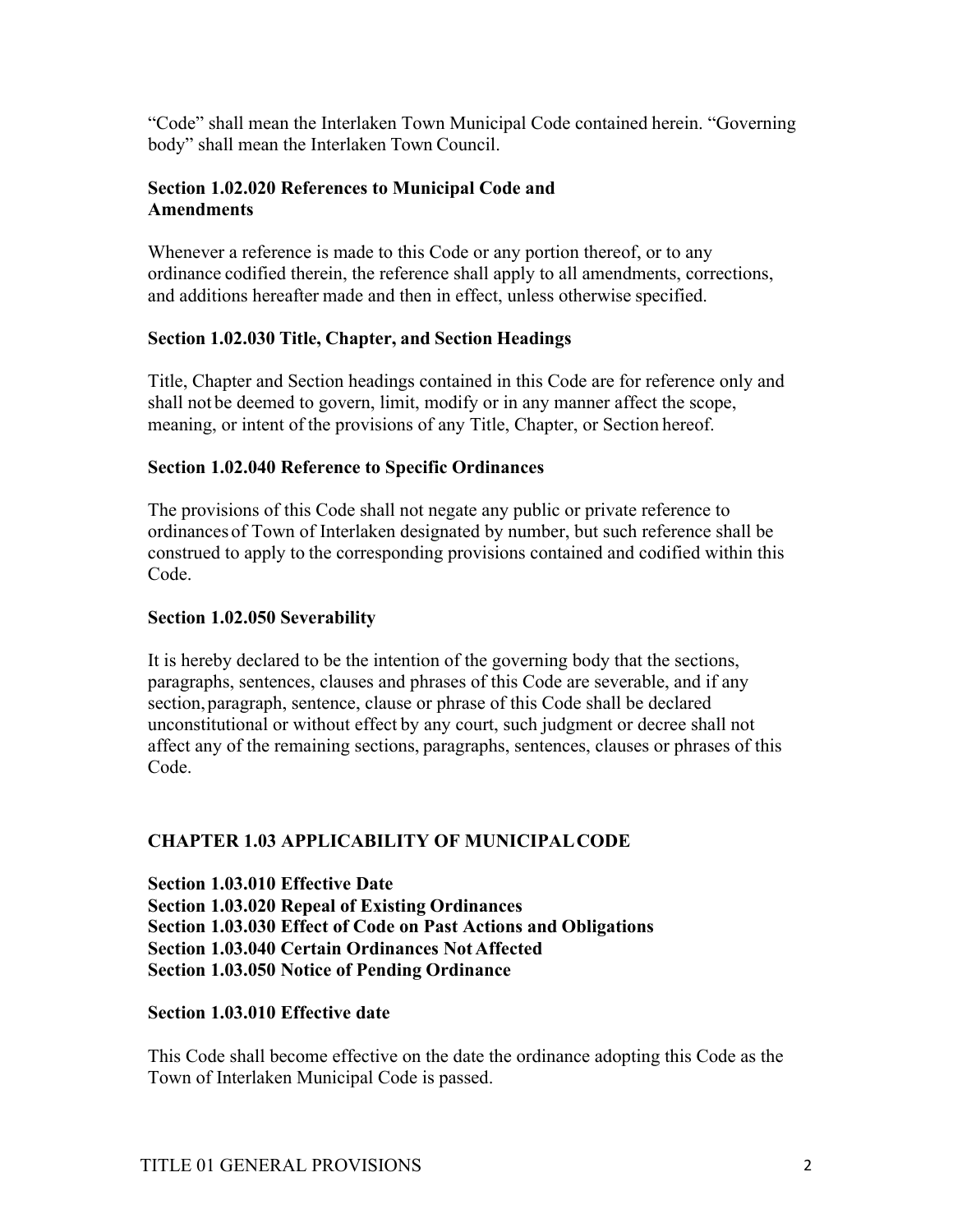"Code" shall mean the Interlaken Town Municipal Code contained herein. "Governing body" shall mean the Interlaken Town Council.

### Section 1.02.020 References to Municipal Code and Amendments

Whenever a reference is made to this Code or any portion thereof, or to any ordinance codified therein, the reference shall apply to all amendments, corrections, and additions hereafter made and then in effect, unless otherwise specified.

### Section 1.02.030 Title, Chapter, and Section Headings

Title, Chapter and Section headings contained in this Code are for reference only and shall not be deemed to govern, limit, modify or in any manner affect the scope, meaning, or intent of the provisions of any Title, Chapter, or Section hereof.

### Section 1.02.040 Reference to Specific Ordinances

The provisions of this Code shall not negate any public or private reference to ordinances of Town of Interlaken designated by number, but such reference shall be construed to apply to the corresponding provisions contained and codified within this Code.

### Section 1.02.050 Severability

It is hereby declared to be the intention of the governing body that the sections, paragraphs, sentences, clauses and phrases of this Code are severable, and if any section, paragraph, sentence, clause or phrase of this Code shall be declared unconstitutional or without effect by any court, such judgment or decree shall not affect any of the remaining sections, paragraphs, sentences, clauses or phrases of this Code.

## CHAPTER 1.03 APPLICABILITY OF MUNICIPAL CODE

**Section 1.03.010 Effective Date**
**Section 1.03.020 Repeal of Existing Ordinances**
**Section 1.03.030 Effect of Code on Past Actions and Obligations**
**Section 1.03.040 Certain Ordinances Not Affected**
**Section 1.03.050 Notice of Pending Ordinance**

### Section 1.03.010 Effective date

This Code shall become effective on the date the ordinance adopting this Code as the Town of Interlaken Municipal Code is passed.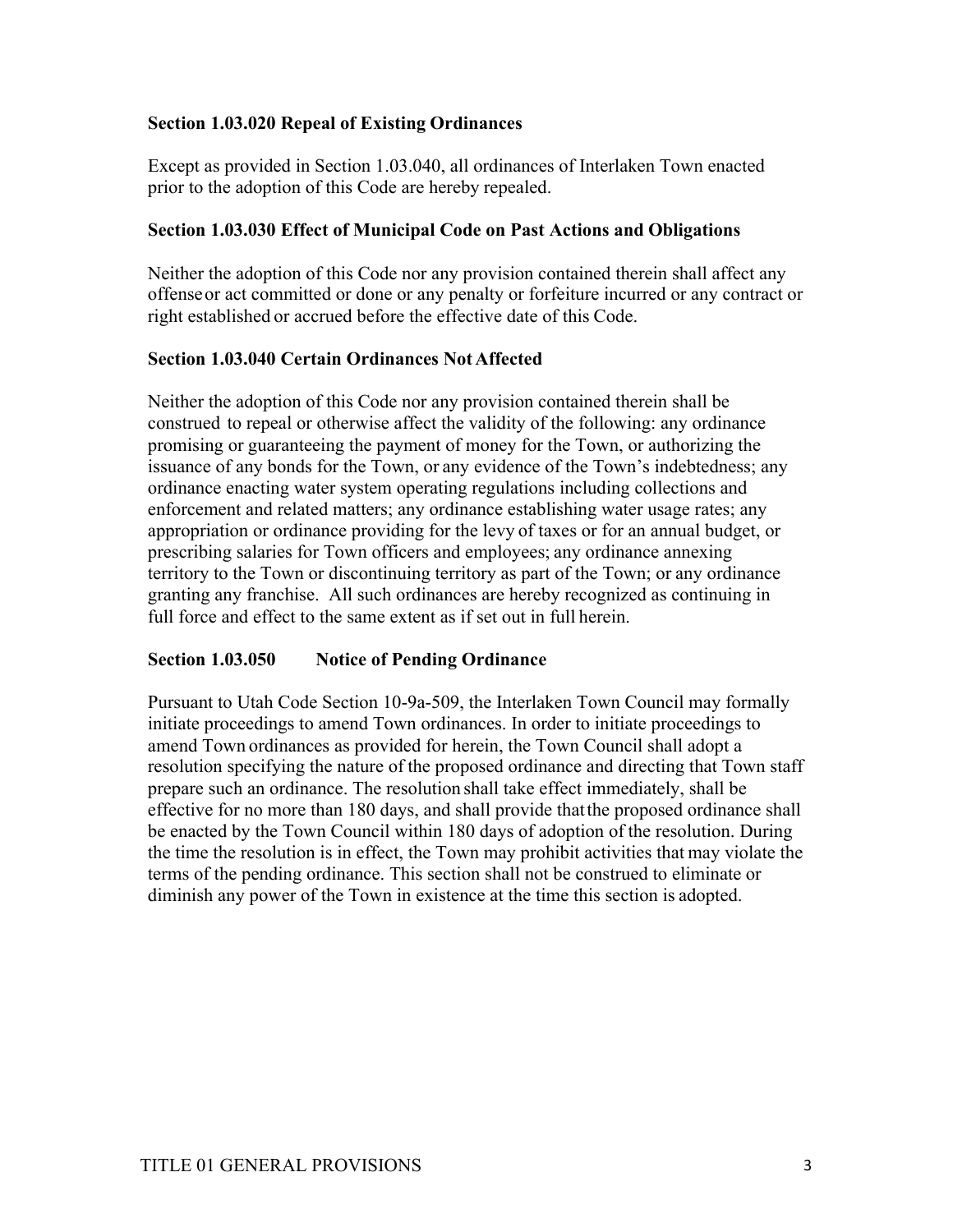**Section 1.03.020 Repeal of Existing Ordinances**

Except as provided in Section 1.03.040, all ordinances of Interlaken Town enacted prior to the adoption of this Code are hereby repealed.

**Section 1.03.030 Effect of Municipal Code on Past Actions and Obligations**

Neither the adoption of this Code nor any provision contained therein shall affect any offense or act committed or done or any penalty or forfeiture incurred or any contract or right established or accrued before the effective date of this Code.

**Section 1.03.040 Certain Ordinances Not Affected**

Neither the adoption of this Code nor any provision contained therein shall be construed to repeal or otherwise affect the validity of the following: any ordinance promising or guaranteeing the payment of money for the Town, or authorizing the issuance of any bonds for the Town, or any evidence of the Town's indebtedness; any ordinance enacting water system operating regulations including collections and enforcement and related matters; any ordinance establishing water usage rates; any appropriation or ordinance providing for the levy of taxes or for an annual budget, or prescribing salaries for Town officers and employees; any ordinance annexing territory to the Town or discontinuing territory as part of the Town; or any ordinance granting any franchise. All such ordinances are hereby recognized as continuing in full force and effect to the same extent as if set out in full herein.

**Section 1.03.050 Notice of Pending Ordinance**

Pursuant to Utah Code Section 10-9a-509, the Interlaken Town Council may formally initiate proceedings to amend Town ordinances. In order to initiate proceedings to amend Town ordinances as provided for herein, the Town Council shall adopt a resolution specifying the nature of the proposed ordinance and directing that Town staff prepare such an ordinance. The resolution shall take effect immediately, shall be effective for no more than 180 days, and shall provide that the proposed ordinance shall be enacted by the Town Council within 180 days of adoption of the resolution. During the time the resolution is in effect, the Town may prohibit activities that may violate the terms of the pending ordinance. This section shall not be construed to eliminate or diminish any power of the Town in existence at the time this section is adopted.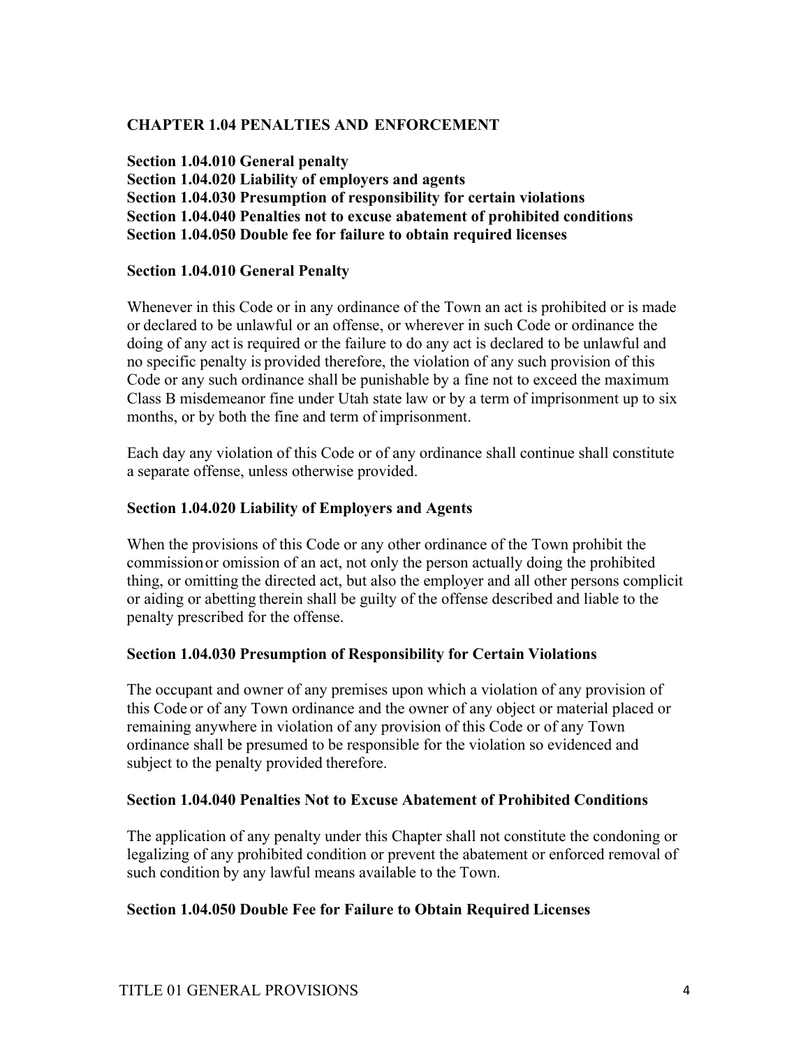## CHAPTER 1.04 PENALTIES AND ENFORCEMENT

**Section 1.04.010 General penalty**
**Section 1.04.020 Liability of employers and agents**
**Section 1.04.030 Presumption of responsibility for certain violations**
**Section 1.04.040 Penalties not to excuse abatement of prohibited conditions**
**Section 1.04.050 Double fee for failure to obtain required licenses**

### Section 1.04.010 General Penalty

Whenever in this Code or in any ordinance of the Town an act is prohibited or is made or declared to be unlawful or an offense, or wherever in such Code or ordinance the doing of any act is required or the failure to do any act is declared to be unlawful and no specific penalty is provided therefore, the violation of any such provision of this Code or any such ordinance shall be punishable by a fine not to exceed the maximum Class B misdemeanor fine under Utah state law or by a term of imprisonment up to six months, or by both the fine and term of imprisonment.

Each day any violation of this Code or of any ordinance shall continue shall constitute a separate offense, unless otherwise provided.

### Section 1.04.020 Liability of Employers and Agents

When the provisions of this Code or any other ordinance of the Town prohibit the commission or omission of an act, not only the person actually doing the prohibited thing, or omitting the directed act, but also the employer and all other persons complicit or aiding or abetting therein shall be guilty of the offense described and liable to the penalty prescribed for the offense.

### Section 1.04.030 Presumption of Responsibility for Certain Violations

The occupant and owner of any premises upon which a violation of any provision of this Code or of any Town ordinance and the owner of any object or material placed or remaining anywhere in violation of any provision of this Code or of any Town ordinance shall be presumed to be responsible for the violation so evidenced and subject to the penalty provided therefore.

### Section 1.04.040 Penalties Not to Excuse Abatement of Prohibited Conditions

The application of any penalty under this Chapter shall not constitute the condoning or legalizing of any prohibited condition or prevent the abatement or enforced removal of such condition by any lawful means available to the Town.

### Section 1.04.050 Double Fee for Failure to Obtain Required Licenses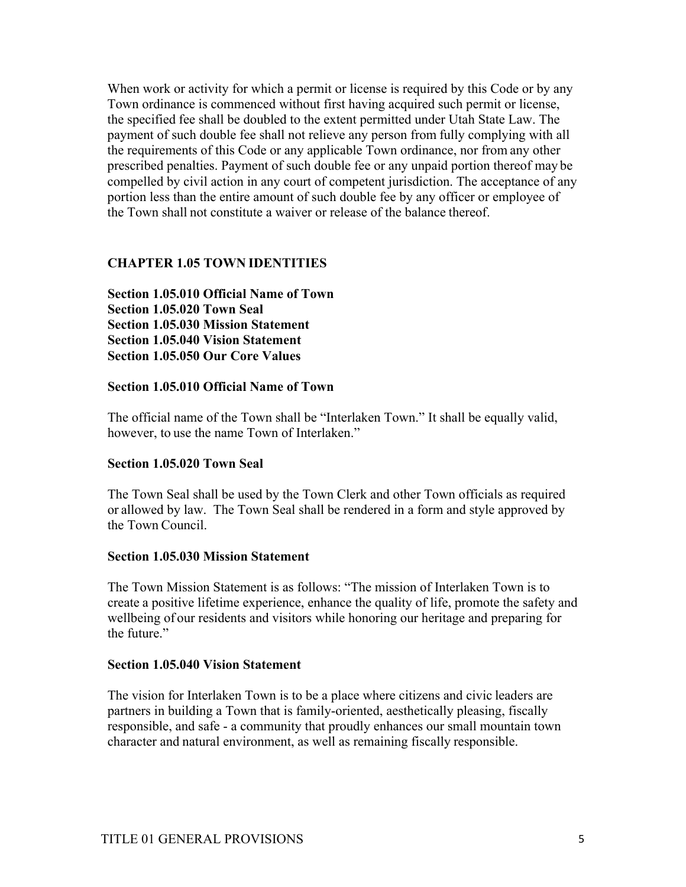When work or activity for which a permit or license is required by this Code or by any Town ordinance is commenced without first having acquired such permit or license, the specified fee shall be doubled to the extent permitted under Utah State Law. The payment of such double fee shall not relieve any person from fully complying with all the requirements of this Code or any applicable Town ordinance, nor from any other prescribed penalties. Payment of such double fee or any unpaid portion thereof may be compelled by civil action in any court of competent jurisdiction. The acceptance of any portion less than the entire amount of such double fee by any officer or employee of the Town shall not constitute a waiver or release of the balance thereof.

## CHAPTER 1.05 TOWN IDENTITIES

**Section 1.05.010 Official Name of Town**
**Section 1.05.020 Town Seal**
**Section 1.05.030 Mission Statement**
**Section 1.05.040 Vision Statement**
**Section 1.05.050 Our Core Values**

### Section 1.05.010 Official Name of Town

The official name of the Town shall be "Interlaken Town." It shall be equally valid, however, to use the name Town of Interlaken."

### Section 1.05.020 Town Seal

The Town Seal shall be used by the Town Clerk and other Town officials as required or allowed by law. The Town Seal shall be rendered in a form and style approved by the Town Council.

### Section 1.05.030 Mission Statement

The Town Mission Statement is as follows: "The mission of Interlaken Town is to create a positive lifetime experience, enhance the quality of life, promote the safety and wellbeing of our residents and visitors while honoring our heritage and preparing for the future."

### Section 1.05.040 Vision Statement

The vision for Interlaken Town is to be a place where citizens and civic leaders are partners in building a Town that is family-oriented, aesthetically pleasing, fiscally responsible, and safe - a community that proudly enhances our small mountain town character and natural environment, as well as remaining fiscally responsible.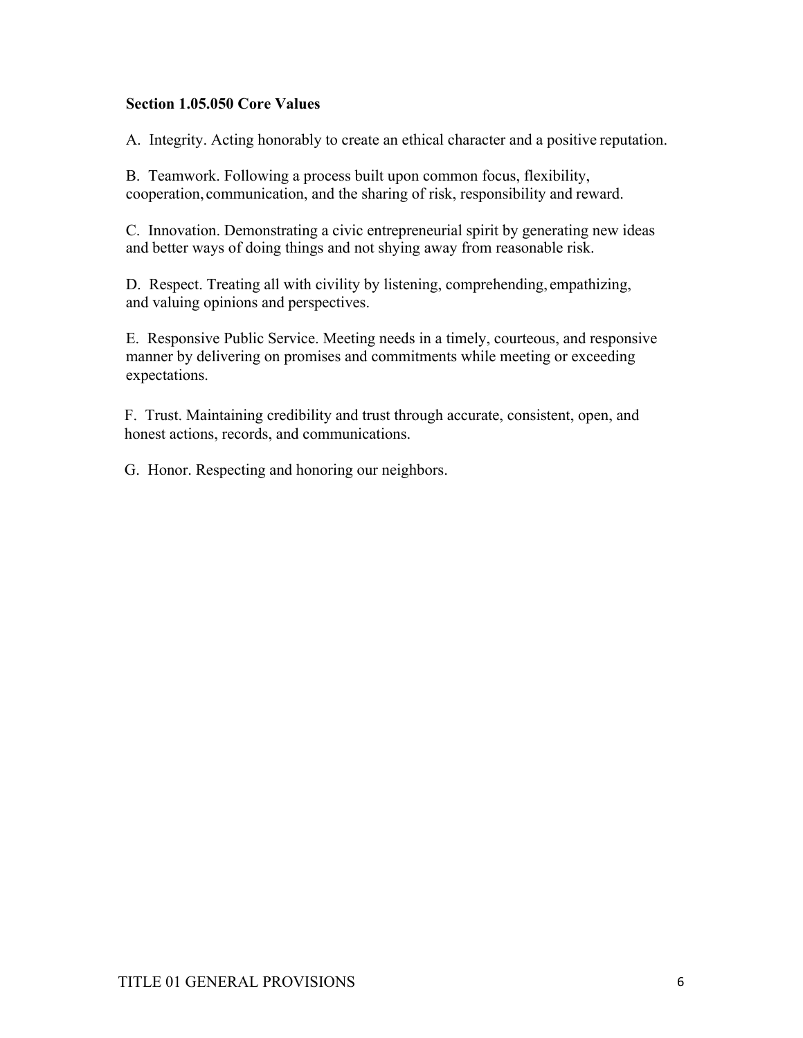**Section 1.05.050 Core Values**

A. Integrity. Acting honorably to create an ethical character and a positive reputation.

B. Teamwork. Following a process built upon common focus, flexibility, cooperation, communication, and the sharing of risk, responsibility and reward.

C. Innovation. Demonstrating a civic entrepreneurial spirit by generating new ideas and better ways of doing things and not shying away from reasonable risk.

D. Respect. Treating all with civility by listening, comprehending, empathizing, and valuing opinions and perspectives.

E. Responsive Public Service. Meeting needs in a timely, courteous, and responsive manner by delivering on promises and commitments while meeting or exceeding expectations.

F. Trust. Maintaining credibility and trust through accurate, consistent, open, and honest actions, records, and communications.

G. Honor. Respecting and honoring our neighbors.